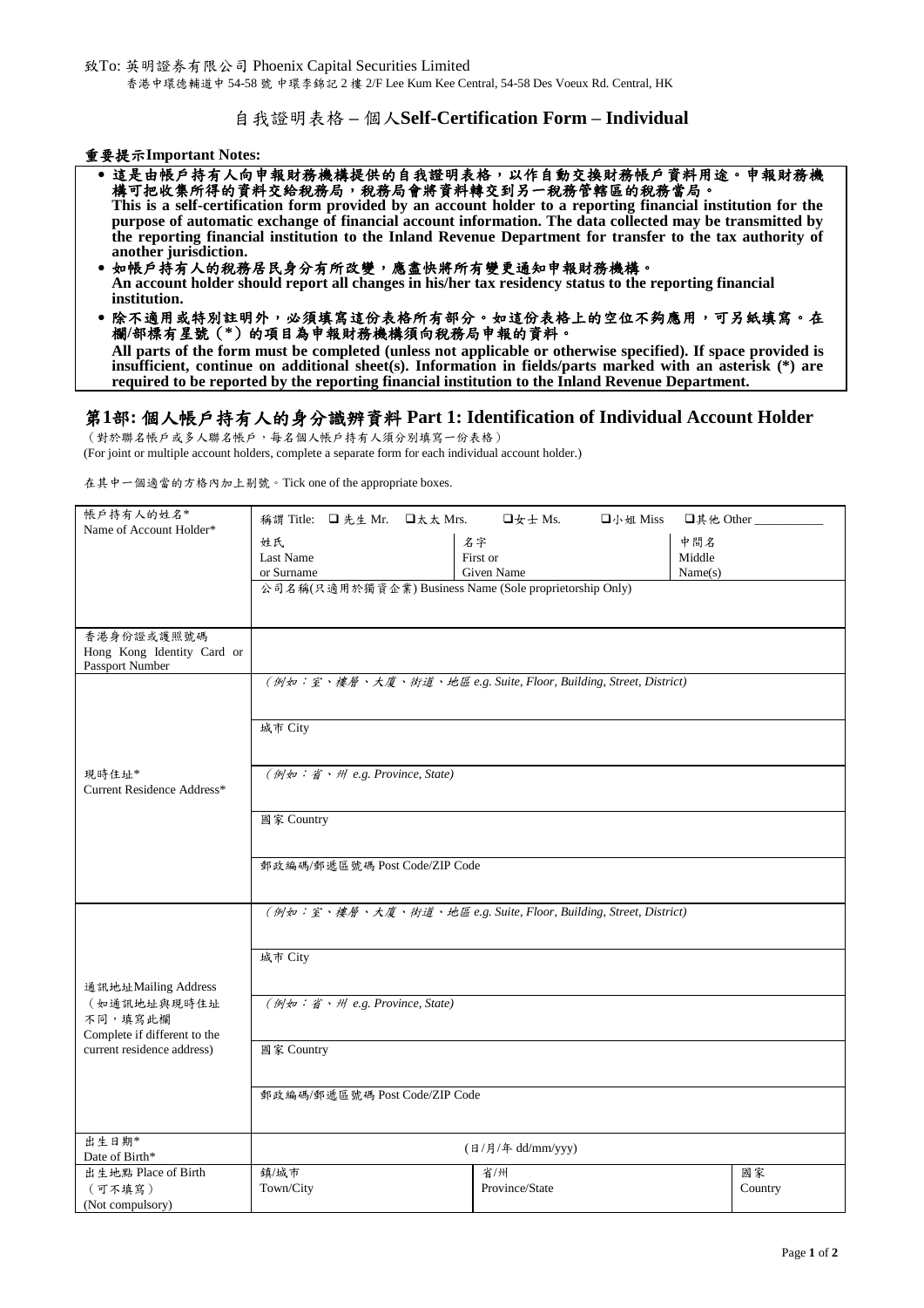致To: 英明證券有限公司 Phoenix Capital Securities Limited

香港中環德輔道中 54-58 號 中環李錦記 2 樓 2/F Lee Kum Kee Central, 54-58 Des Voeux Rd. Central, HK

# 自我證明表格 – 個人Self-Certification Form – Individual

**重要提示Important Notes:**

- **這是由帳戶持有人向申報財務機構提供的自我證明表格，以作自動交換財務帳戶資料用途。申報財務機構可把收集所得的資料交給稅務局，稅務局會將資料轉交到另一稅務管轄區的稅務當局。**
  **This is a self-certification form provided by an account holder to a reporting financial institution for the purpose of automatic exchange of financial account information. The data collected may be transmitted by the reporting financial institution to the Inland Revenue Department for transfer to the tax authority of another jurisdiction.**
- **如帳戶持有人的稅務居民身分有所改變，應盡快將所有變更通知申報財務機構。**
  **An account holder should report all changes in his/her tax residency status to the reporting financial institution.**
- **除不適用或特別註明外，必須填寫這份表格所有部分。如這份表格上的空位不夠應用，可另紙填寫。在欄/部標有星號（*）的項目為申報財務機構須向稅務局申報的資料。**
  **All parts of the form must be completed (unless not applicable or otherwise specified). If space provided is insufficient, continue on additional sheet(s). Information in fields/parts marked with an asterisk (*) are required to be reported by the reporting financial institution to the Inland Revenue Department.**

## 第1部: 個人帳戶持有人的身分識辨資料 Part 1: Identification of Individual Account Holder

（對於聯名帳戶或多人聯名帳戶，每名個人帳戶持有人須分別填寫一份表格）
(For joint or multiple account holders, complete a separate form for each individual account holder.)

在其中一個適當的方格內加上剔號。Tick one of the appropriate boxes.

| | | | |
|---|---|---|---|
| 帳戶持有人的姓名* Name of Account Holder* | 稱謂 Title: ❑ 先生 Mr. ❑太太 Mrs. ❑女士 Ms. ❑小姐 Miss ❑其他 Other ___________ | | |
| | 姓氏 Last Name or Surname | 名字 First or Given Name | 中間名 Middle Name(s) |
| | 公司名稱(只適用於獨資企業) Business Name (Sole proprietorship Only) | | |
| 香港身份證或護照號碼 Hong Kong Identity Card or Passport Number | | | |
| 現時住址* Current Residence Address* | *(例如：室、樓層、大廈、街道、地區 e.g. Suite, Floor, Building, Street, District)* | | |
| | 城市 City | | |
| | *(例如：省、州 e.g. Province, State)* | | |
| | 國家 Country | | |
| | 郵政編碼/郵遞區號碼 Post Code/ZIP Code | | |
| 通訊地址Mailing Address（如通訊地址與現時住址不同，填寫此欄 Complete if different to the current residence address) | *(例如：室、樓層、大廈、街道、地區 e.g. Suite, Floor, Building, Street, District)* | | |
| | 城市 City | | |
| | *(例如：省、州 e.g. Province, State)* | | |
| | 國家 Country | | |
| | 郵政編碼/郵遞區號碼 Post Code/ZIP Code | | |
| 出生日期* Date of Birth* | (日/月/年 dd/mm/yyy) | | |
| 出生地點 Place of Birth（可不填寫）(Not compulsory) | 鎮/城市 Town/City | 省/州 Province/State | 國家 Country |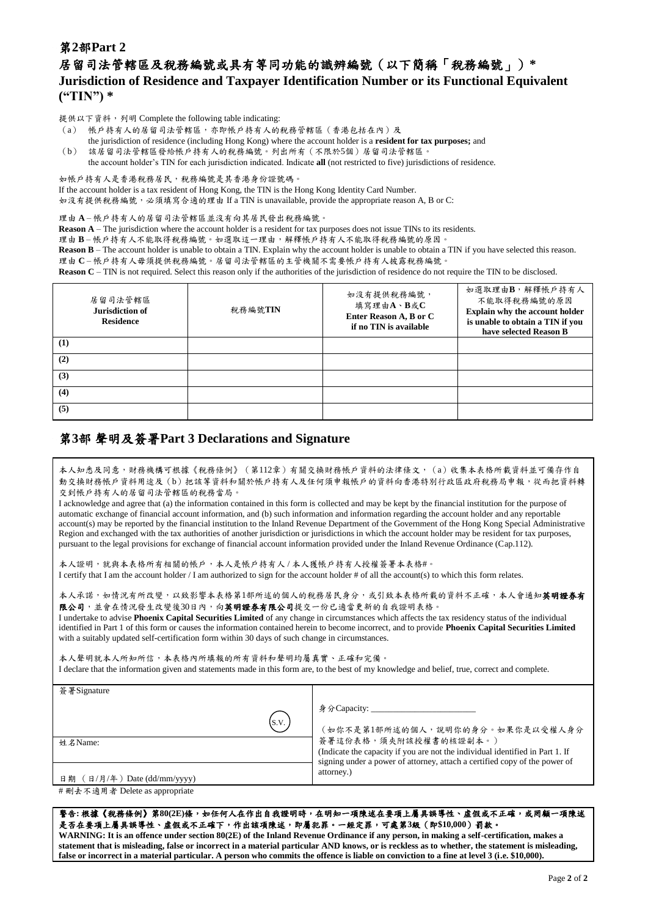## 第2部Part 2

## 居留司法管轄區及稅務編號或具有等同功能的識辨編號（以下簡稱「稅務編號」）*
## Jurisdiction of Residence and Taxpayer Identification Number or its Functional Equivalent ("TIN") *

提供以下資料，列明 Complete the following table indicating:

（a） 帳戶持有人的居留司法管轄區，亦即帳戶持有人的稅務管轄區（香港包括在內）及
the jurisdiction of residence (including Hong Kong) where the account holder is a **resident for tax purposes;** and

（b） 該居留司法管轄區發給帳戶持有人的稅務編號。列出所有（不限於5個）居留司法管轄區。
the account holder's TIN for each jurisdiction indicated. Indicate **all** (not restricted to five) jurisdictions of residence.

如帳戶持有人是香港稅務居民，稅務編號是其香港身份證號碼。
If the account holder is a tax resident of Hong Kong, the TIN is the Hong Kong Identity Card Number.
如沒有提供稅務編號，必須填寫合適的理由 If a TIN is unavailable, provide the appropriate reason A, B or C:

理由 **A** – 帳戶持有人的居留司法管轄區並沒有向其居民發出稅務編號。
**Reason A** – The jurisdiction where the account holder is a resident for tax purposes does not issue TINs to its residents.
理由 **B** – 帳戶持有人不能取得稅務編號。如選取這一理由，解釋帳戶持有人不能取得稅務編號的原因。
**Reason B** – The account holder is unable to obtain a TIN. Explain why the account holder is unable to obtain a TIN if you have selected this reason.
理由 **C** – 帳戶持有人毋須提供稅務編號。居留司法管轄區的主管機關不需要帳戶持有人披露稅務編號。
**Reason C** – TIN is not required. Select this reason only if the authorities of the jurisdiction of residence do not require the TIN to be disclosed.

| 居留司法管轄區 **Jurisdiction of Residence** | 稅務編號**TIN** | 如沒有提供稅務編號，填寫理由**A**、**B**或**C** **Enter Reason A, B or C if no TIN is available** | 如選取理由**B**，解釋帳戶持有人不能取得稅務編號的原因 **Explain why the account holder is unable to obtain a TIN if you have selected Reason B** |
|---|---|---|---|
| **(1)** | | | |
| **(2)** | | | |
| **(3)** | | | |
| **(4)** | | | |
| **(5)** | | | |

## 第3部 聲明及簽署Part 3 Declarations and Signature

本人知悉及同意，財務機構可根據《稅務條例》（第112章）有關交換財務帳戶資料的法律條文，（a）收集本表格所載資料並可備存作自動交換財務帳戶資料用途及（b）把該等資料和關於帳戶持有人及任何須申報帳戶的資料向香港特別行政區政府稅務局申報，從而把資料轉交到帳戶持有人的居留司法管轄區的稅務當局。
I acknowledge and agree that (a) the information contained in this form is collected and may be kept by the financial institution for the purpose of automatic exchange of financial account information, and (b) such information and information regarding the account holder and any reportable account(s) may be reported by the financial institution to the Inland Revenue Department of the Government of the Hong Kong Special Administrative Region and exchanged with the tax authorities of another jurisdiction or jurisdictions in which the account holder may be resident for tax purposes, pursuant to the legal provisions for exchange of financial account information provided under the Inland Revenue Ordinance (Cap.112).

本人證明，就與本表格所有相關的帳戶，本人是帳戶持有人 / 本人獲帳戶持有人授權簽署本表格#。
I certify that I am the account holder / I am authorized to sign for the account holder # of all the account(s) to which this form relates.

本人承諾，如情況有所改變，以致影響本表格第1部所述的個人的稅務居民身分，或引致本表格所載的資料不正確，本人會通知**英明證券有限公司**，並會在情況發生改變後30日內，向**英明證券有限公司**提交一份已適當更新的自我證明表格。
I undertake to advise **Phoenix Capital Securities Limited** of any change in circumstances which affects the tax residency status of the individual identified in Part 1 of this form or causes the information contained herein to become incorrect, and to provide **Phoenix Capital Securities Limited** with a suitably updated self-certification form within 30 days of such change in circumstances.

本人聲明就本人所知所信，本表格內所填報的所有資料和聲明均屬真實、正確和完備。
I declare that the information given and statements made in this form are, to the best of my knowledge and belief, true, correct and complete.

| | |
|---|---|
| 簽署Signature (S.V.) | 身分Capacity: \_\_\_\_\_\_\_\_\_\_\_\_\_\_\_\_\_\_\_\_ （如你不是第1部所述的個人，說明你的身分。如果你是以受權人身分簽署這份表格，須夾附該授權書的核證副本。） (Indicate the capacity if you are not the individual identified in Part 1. If signing under a power of attorney, attach a certified copy of the power of attorney.) |
| 姓名Name: | |
| 日期 （日/月/年）Date (dd/mm/yyyy) | |

# 刪去不適用者 Delete as appropriate

**警告: 根據《稅務條例》第80(2E)條，如任何人在作出自我證明時，在明知一項陳述在要項上屬具誤導性、虛假或不正確，或罔顧一項陳述是否在要項上屬具誤導性、虛假或不正確下，作出該項陳述，即屬犯罪。一經定罪，可處第3級（即$10,000）罰款。**
**WARNING: It is an offence under section 80(2E) of the Inland Revenue Ordinance if any person, in making a self-certification, makes a statement that is misleading, false or incorrect in a material particular AND knows, or is reckless as to whether, the statement is misleading, false or incorrect in a material particular. A person who commits the offence is liable on conviction to a fine at level 3 (i.e. $10,000).**